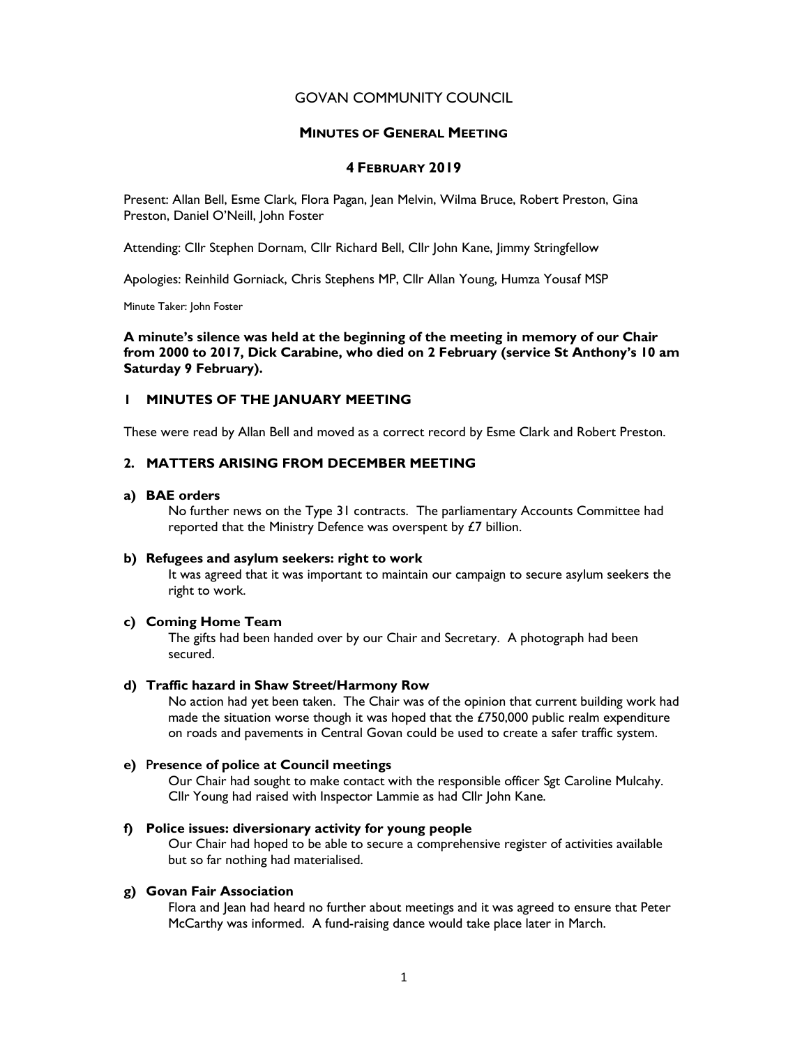# GOVAN COMMUNITY COUNCIL

## MINUTES OF GENERAL MEETING

## 4 FEBRUARY 2019

Present: Allan Bell, Esme Clark, Flora Pagan, Jean Melvin, Wilma Bruce, Robert Preston, Gina Preston, Daniel O'Neill, John Foster

Attending: Cllr Stephen Dornam, Cllr Richard Bell, Cllr John Kane, Jimmy Stringfellow

Apologies: Reinhild Gorniack, Chris Stephens MP, Cllr Allan Young, Humza Yousaf MSP

Minute Taker: John Foster

**A minute's silence was held at the beginning of the meeting in memory of our Chair from 2000 to 2017, Dick Carabine, who died on 2 February (service St Anthony's 10 am Saturday 9 February).**

### 1 MINUTES OF THE JANUARY MEETING

These were read by Allan Bell and moved as a correct record by Esme Clark and Robert Preston.

### 2. MATTERS ARISING FROM DECEMBER MEETING

**a) BAE orders**

No further news on the Type 31 contracts. The parliamentary Accounts Committee had reported that the Ministry Defence was overspent by £7 billion.

**b) Refugees and asylum seekers: right to work**

It was agreed that it was important to maintain our campaign to secure asylum seekers the right to work.

**c) Coming Home Team**

The gifts had been handed over by our Chair and Secretary. A photograph had been secured.

**d) Traffic hazard in Shaw Street/Harmony Row**

No action had yet been taken. The Chair was of the opinion that current building work had made the situation worse though it was hoped that the £750,000 public realm expenditure on roads and pavements in Central Govan could be used to create a safer traffic system.

**e) Presence of police at Council meetings**

Our Chair had sought to make contact with the responsible officer Sgt Caroline Mulcahy. Cllr Young had raised with Inspector Lammie as had Cllr John Kane.

**f) Police issues: diversionary activity for young people**

Our Chair had hoped to be able to secure a comprehensive register of activities available but so far nothing had materialised.

**g) Govan Fair Association**

Flora and Jean had heard no further about meetings and it was agreed to ensure that Peter McCarthy was informed. A fund-raising dance would take place later in March.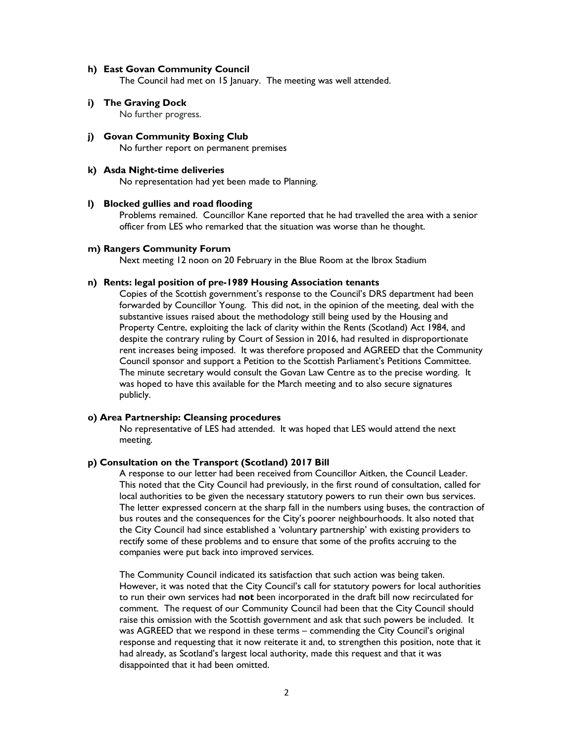**h) East Govan Community Council**

The Council had met on 15 January. The meeting was well attended.

**i) The Graving Dock**

No further progress.

**j) Govan Community Boxing Club**

No further report on permanent premises

**k) Asda Night-time deliveries**

No representation had yet been made to Planning.

**l) Blocked gullies and road flooding**

Problems remained. Councillor Kane reported that he had travelled the area with a senior officer from LES who remarked that the situation was worse than he thought.

**m) Rangers Community Forum**

Next meeting 12 noon on 20 February in the Blue Room at the Ibrox Stadium

**n) Rents: legal position of pre-1989 Housing Association tenants**

Copies of the Scottish government's response to the Council's DRS department had been forwarded by Councillor Young. This did not, in the opinion of the meeting, deal with the substantive issues raised about the methodology still being used by the Housing and Property Centre, exploiting the lack of clarity within the Rents (Scotland) Act 1984, and despite the contrary ruling by Court of Session in 2016, had resulted in disproportionate rent increases being imposed. It was therefore proposed and AGREED that the Community Council sponsor and support a Petition to the Scottish Parliament's Petitions Committee. The minute secretary would consult the Govan Law Centre as to the precise wording. It was hoped to have this available for the March meeting and to also secure signatures publicly.

**o) Area Partnership: Cleansing procedures**

No representative of LES had attended. It was hoped that LES would attend the next meeting.

**p) Consultation on the Transport (Scotland) 2017 Bill**

A response to our letter had been received from Councillor Aitken, the Council Leader. This noted that the City Council had previously, in the first round of consultation, called for local authorities to be given the necessary statutory powers to run their own bus services. The letter expressed concern at the sharp fall in the numbers using buses, the contraction of bus routes and the consequences for the City's poorer neighbourhoods. It also noted that the City Council had since established a 'voluntary partnership' with existing providers to rectify some of these problems and to ensure that some of the profits accruing to the companies were put back into improved services.

The Community Council indicated its satisfaction that such action was being taken. However, it was noted that the City Council's call for statutory powers for local authorities to run their own services had **not** been incorporated in the draft bill now recirculated for comment. The request of our Community Council had been that the City Council should raise this omission with the Scottish government and ask that such powers be included. It was AGREED that we respond in these terms – commending the City Council's original response and requesting that it now reiterate it and, to strengthen this position, note that it had already, as Scotland's largest local authority, made this request and that it was disappointed that it had been omitted.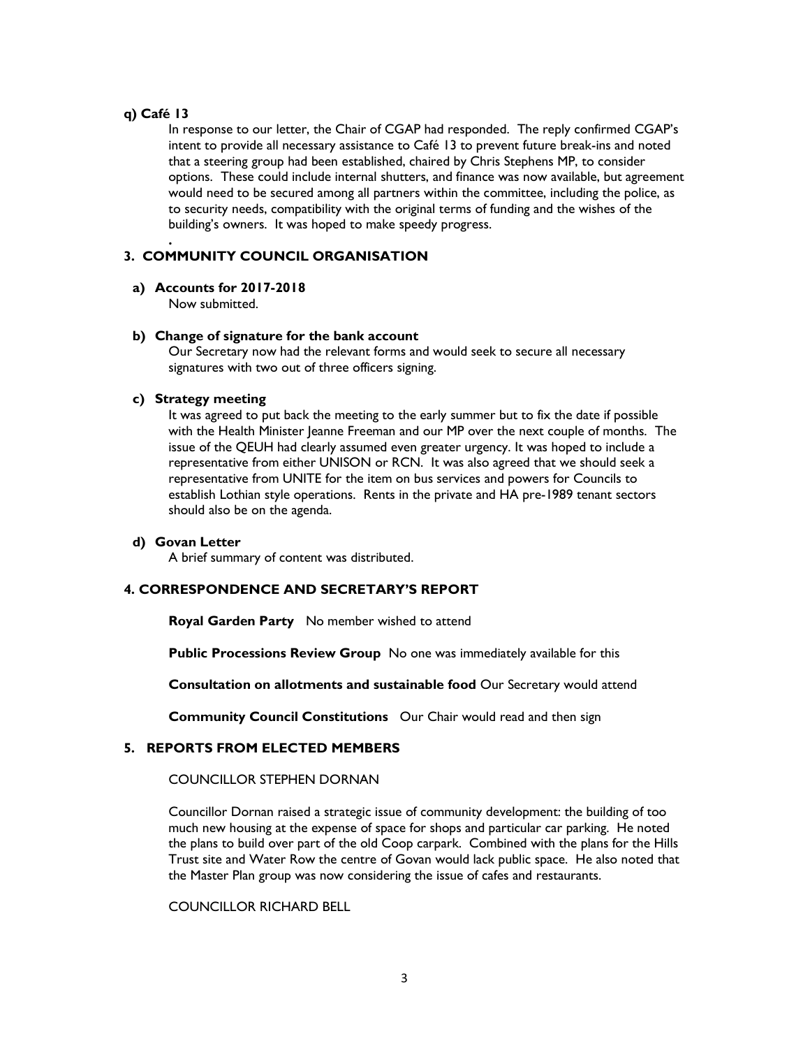**q) Café 13**

In response to our letter, the Chair of CGAP had responded. The reply confirmed CGAP's intent to provide all necessary assistance to Café 13 to prevent future break-ins and noted that a steering group had been established, chaired by Chris Stephens MP, to consider options. These could include internal shutters, and finance was now available, but agreement would need to be secured among all partners within the committee, including the police, as to security needs, compatibility with the original terms of funding and the wishes of the building's owners. It was hoped to make speedy progress.

.

## 3. COMMUNITY COUNCIL ORGANISATION

**a) Accounts for 2017-2018**

Now submitted.

**b) Change of signature for the bank account**

Our Secretary now had the relevant forms and would seek to secure all necessary signatures with two out of three officers signing.

**c) Strategy meeting**

It was agreed to put back the meeting to the early summer but to fix the date if possible with the Health Minister Jeanne Freeman and our MP over the next couple of months. The issue of the QEUH had clearly assumed even greater urgency. It was hoped to include a representative from either UNISON or RCN. It was also agreed that we should seek a representative from UNITE for the item on bus services and powers for Councils to establish Lothian style operations. Rents in the private and HA pre-1989 tenant sectors should also be on the agenda.

**d) Govan Letter**

A brief summary of content was distributed.

## 4. CORRESPONDENCE AND SECRETARY'S REPORT

**Royal Garden Party** No member wished to attend

**Public Processions Review Group** No one was immediately available for this

**Consultation on allotments and sustainable food** Our Secretary would attend

**Community Council Constitutions** Our Chair would read and then sign

## 5. REPORTS FROM ELECTED MEMBERS

COUNCILLOR STEPHEN DORNAN

Councillor Dornan raised a strategic issue of community development: the building of too much new housing at the expense of space for shops and particular car parking. He noted the plans to build over part of the old Coop carpark. Combined with the plans for the Hills Trust site and Water Row the centre of Govan would lack public space. He also noted that the Master Plan group was now considering the issue of cafes and restaurants.

COUNCILLOR RICHARD BELL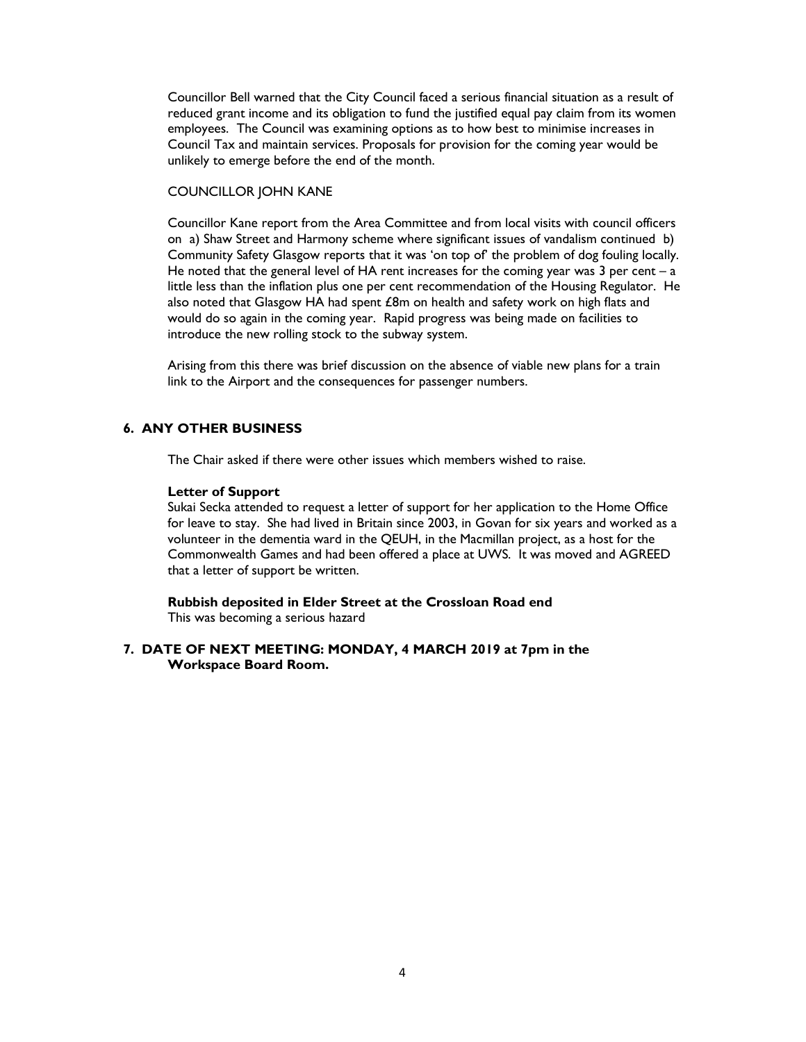Councillor Bell warned that the City Council faced a serious financial situation as a result of reduced grant income and its obligation to fund the justified equal pay claim from its women employees. The Council was examining options as to how best to minimise increases in Council Tax and maintain services. Proposals for provision for the coming year would be unlikely to emerge before the end of the month.

COUNCILLOR JOHN KANE

Councillor Kane report from the Area Committee and from local visits with council officers on a) Shaw Street and Harmony scheme where significant issues of vandalism continued b) Community Safety Glasgow reports that it was 'on top of' the problem of dog fouling locally. He noted that the general level of HA rent increases for the coming year was 3 per cent – a little less than the inflation plus one per cent recommendation of the Housing Regulator. He also noted that Glasgow HA had spent £8m on health and safety work on high flats and would do so again in the coming year. Rapid progress was being made on facilities to introduce the new rolling stock to the subway system.

Arising from this there was brief discussion on the absence of viable new plans for a train link to the Airport and the consequences for passenger numbers.

## 6. ANY OTHER BUSINESS

The Chair asked if there were other issues which members wished to raise.

**Letter of Support**
Sukai Secka attended to request a letter of support for her application to the Home Office for leave to stay. She had lived in Britain since 2003, in Govan for six years and worked as a volunteer in the dementia ward in the QEUH, in the Macmillan project, as a host for the Commonwealth Games and had been offered a place at UWS. It was moved and AGREED that a letter of support be written.

**Rubbish deposited in Elder Street at the Crossloan Road end**
This was becoming a serious hazard

## 7. DATE OF NEXT MEETING: MONDAY, 4 MARCH 2019 at 7pm in the Workspace Board Room.